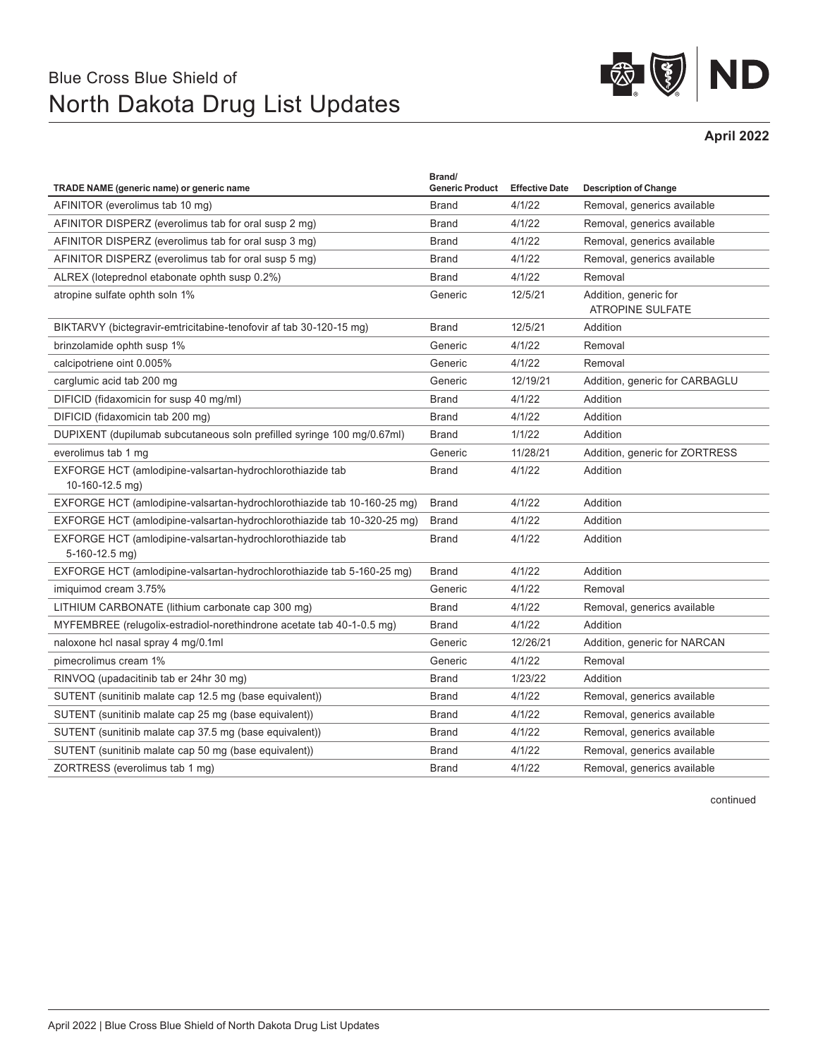# Blue Cross Blue Shield of North Dakota Drug List Updates

**April 2022**

| TRADE NAME (generic name) or generic name | Brand/ Generic Product | Effective Date | Description of Change |
|---|---|---|---|
| AFINITOR (everolimus tab 10 mg) | Brand | 4/1/22 | Removal, generics available |
| AFINITOR DISPERZ (everolimus tab for oral susp 2 mg) | Brand | 4/1/22 | Removal, generics available |
| AFINITOR DISPERZ (everolimus tab for oral susp 3 mg) | Brand | 4/1/22 | Removal, generics available |
| AFINITOR DISPERZ (everolimus tab for oral susp 5 mg) | Brand | 4/1/22 | Removal, generics available |
| ALREX (loteprednol etabonate ophth susp 0.2%) | Brand | 4/1/22 | Removal |
| atropine sulfate ophth soln 1% | Generic | 12/5/21 | Addition, generic for ATROPINE SULFATE |
| BIKTARVY (bictegravir-emtricitabine-tenofovir af tab 30-120-15 mg) | Brand | 12/5/21 | Addition |
| brinzolamide ophth susp 1% | Generic | 4/1/22 | Removal |
| calcipotriene oint 0.005% | Generic | 4/1/22 | Removal |
| carglumic acid tab 200 mg | Generic | 12/19/21 | Addition, generic for CARBAGLU |
| DIFICID (fidaxomicin for susp 40 mg/ml) | Brand | 4/1/22 | Addition |
| DIFICID (fidaxomicin tab 200 mg) | Brand | 4/1/22 | Addition |
| DUPIXENT (dupilumab subcutaneous soln prefilled syringe 100 mg/0.67ml) | Brand | 1/1/22 | Addition |
| everolimus tab 1 mg | Generic | 11/28/21 | Addition, generic for ZORTRESS |
| EXFORGE HCT (amlodipine-valsartan-hydrochlorothiazide tab 10-160-12.5 mg) | Brand | 4/1/22 | Addition |
| EXFORGE HCT (amlodipine-valsartan-hydrochlorothiazide tab 10-160-25 mg) | Brand | 4/1/22 | Addition |
| EXFORGE HCT (amlodipine-valsartan-hydrochlorothiazide tab 10-320-25 mg) | Brand | 4/1/22 | Addition |
| EXFORGE HCT (amlodipine-valsartan-hydrochlorothiazide tab 5-160-12.5 mg) | Brand | 4/1/22 | Addition |
| EXFORGE HCT (amlodipine-valsartan-hydrochlorothiazide tab 5-160-25 mg) | Brand | 4/1/22 | Addition |
| imiquimod cream 3.75% | Generic | 4/1/22 | Removal |
| LITHIUM CARBONATE (lithium carbonate cap 300 mg) | Brand | 4/1/22 | Removal, generics available |
| MYFEMBREE (relugolix-estradiol-norethindrone acetate tab 40-1-0.5 mg) | Brand | 4/1/22 | Addition |
| naloxone hcl nasal spray 4 mg/0.1ml | Generic | 12/26/21 | Addition, generic for NARCAN |
| pimecrolimus cream 1% | Generic | 4/1/22 | Removal |
| RINVOQ (upadacitinib tab er 24hr 30 mg) | Brand | 1/23/22 | Addition |
| SUTENT (sunitinib malate cap 12.5 mg (base equivalent)) | Brand | 4/1/22 | Removal, generics available |
| SUTENT (sunitinib malate cap 25 mg (base equivalent)) | Brand | 4/1/22 | Removal, generics available |
| SUTENT (sunitinib malate cap 37.5 mg (base equivalent)) | Brand | 4/1/22 | Removal, generics available |
| SUTENT (sunitinib malate cap 50 mg (base equivalent)) | Brand | 4/1/22 | Removal, generics available |
| ZORTRESS (everolimus tab 1 mg) | Brand | 4/1/22 | Removal, generics available |

continued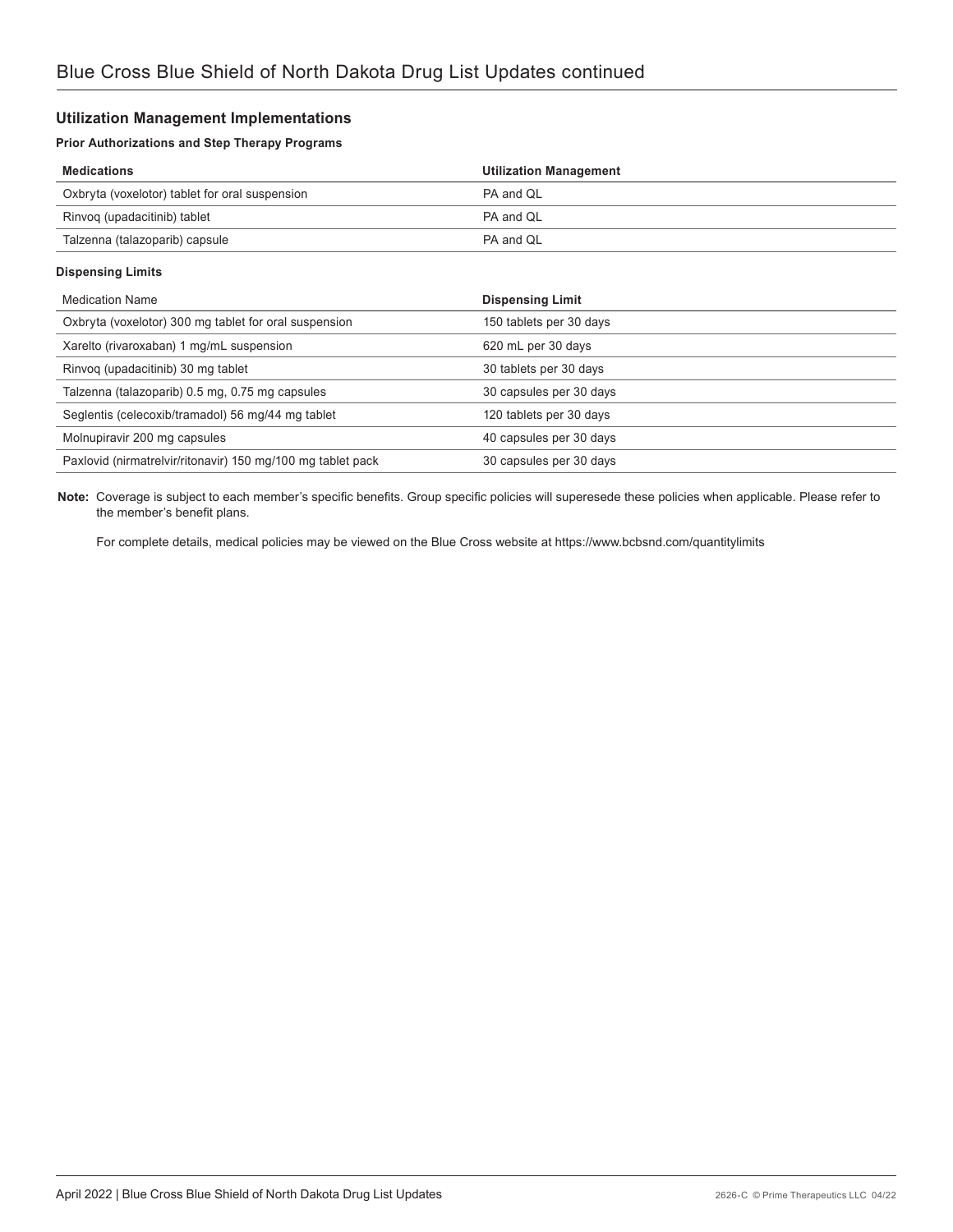# Blue Cross Blue Shield of North Dakota Drug List Updates continued

## Utilization Management Implementations

### Prior Authorizations and Step Therapy Programs

| Medications | Utilization Management |
|---|---|
| Oxbryta (voxelotor) tablet for oral suspension | PA and QL |
| Rinvoq (upadacitinib) tablet | PA and QL |
| Talzenna (talazoparib) capsule | PA and QL |

### Dispensing Limits

| Medication Name | Dispensing Limit |
|---|---|
| Oxbryta (voxelotor) 300 mg tablet for oral suspension | 150 tablets per 30 days |
| Xarelto (rivaroxaban) 1 mg/mL suspension | 620 mL per 30 days |
| Rinvoq (upadacitinib) 30 mg tablet | 30 tablets per 30 days |
| Talzenna (talazoparib) 0.5 mg, 0.75 mg capsules | 30 capsules per 30 days |
| Seglentis (celecoxib/tramadol) 56 mg/44 mg tablet | 120 tablets per 30 days |
| Molnupiravir 200 mg capsules | 40 capsules per 30 days |
| Paxlovid (nirmatrelvir/ritonavir) 150 mg/100 mg tablet pack | 30 capsules per 30 days |

**Note:** Coverage is subject to each member's specific benefits. Group specific policies will superesede these policies when applicable. Please refer to the member's benefit plans.

For complete details, medical policies may be viewed on the Blue Cross website at https://www.bcbsnd.com/quantitylimits